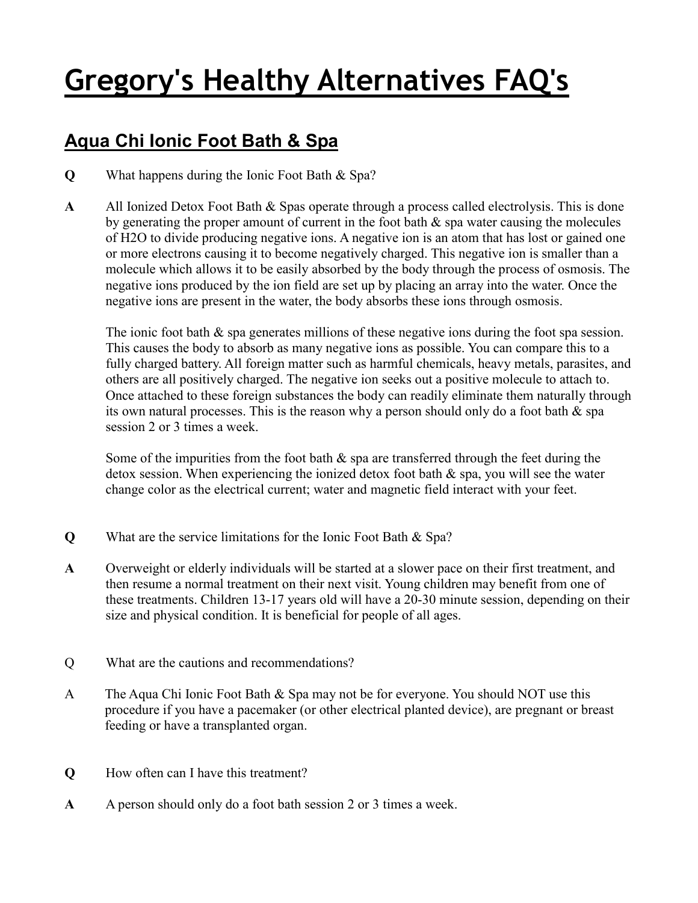# Gregory's Healthy Alternatives FAQ's

## Aqua Chi Ionic Foot Bath & Spa

**Q** What happens during the Ionic Foot Bath & Spa?

**A** All Ionized Detox Foot Bath & Spas operate through a process called electrolysis. This is done by generating the proper amount of current in the foot bath & spa water causing the molecules of $H_2O$ to divide producing negative ions. A negative ion is an atom that has lost or gained one or more electrons causing it to become negatively charged. This negative ion is smaller than a molecule which allows it to be easily absorbed by the body through the process of osmosis. The negative ions produced by the ion field are set up by placing an array into the water. Once the negative ions are present in the water, the body absorbs these ions through osmosis.

The ionic foot bath & spa generates millions of these negative ions during the foot spa session. This causes the body to absorb as many negative ions as possible. You can compare this to a fully charged battery. All foreign matter such as harmful chemicals, heavy metals, parasites, and others are all positively charged. The negative ion seeks out a positive molecule to attach to. Once attached to these foreign substances the body can readily eliminate them naturally through its own natural processes. This is the reason why a person should only do a foot bath & spa session 2 or 3 times a week.

Some of the impurities from the foot bath & spa are transferred through the feet during the detox session. When experiencing the ionized detox foot bath & spa, you will see the water change color as the electrical current; water and magnetic field interact with your feet.

**Q** What are the service limitations for the Ionic Foot Bath & Spa?

**A** Overweight or elderly individuals will be started at a slower pace on their first treatment, and then resume a normal treatment on their next visit. Young children may benefit from one of these treatments. Children 13-17 years old will have a 20-30 minute session, depending on their size and physical condition. It is beneficial for people of all ages.

Q What are the cautions and recommendations?

A The Aqua Chi Ionic Foot Bath & Spa may not be for everyone. You should NOT use this procedure if you have a pacemaker (or other electrical planted device), are pregnant or breast feeding or have a transplanted organ.

**Q** How often can I have this treatment?

**A** A person should only do a foot bath session 2 or 3 times a week.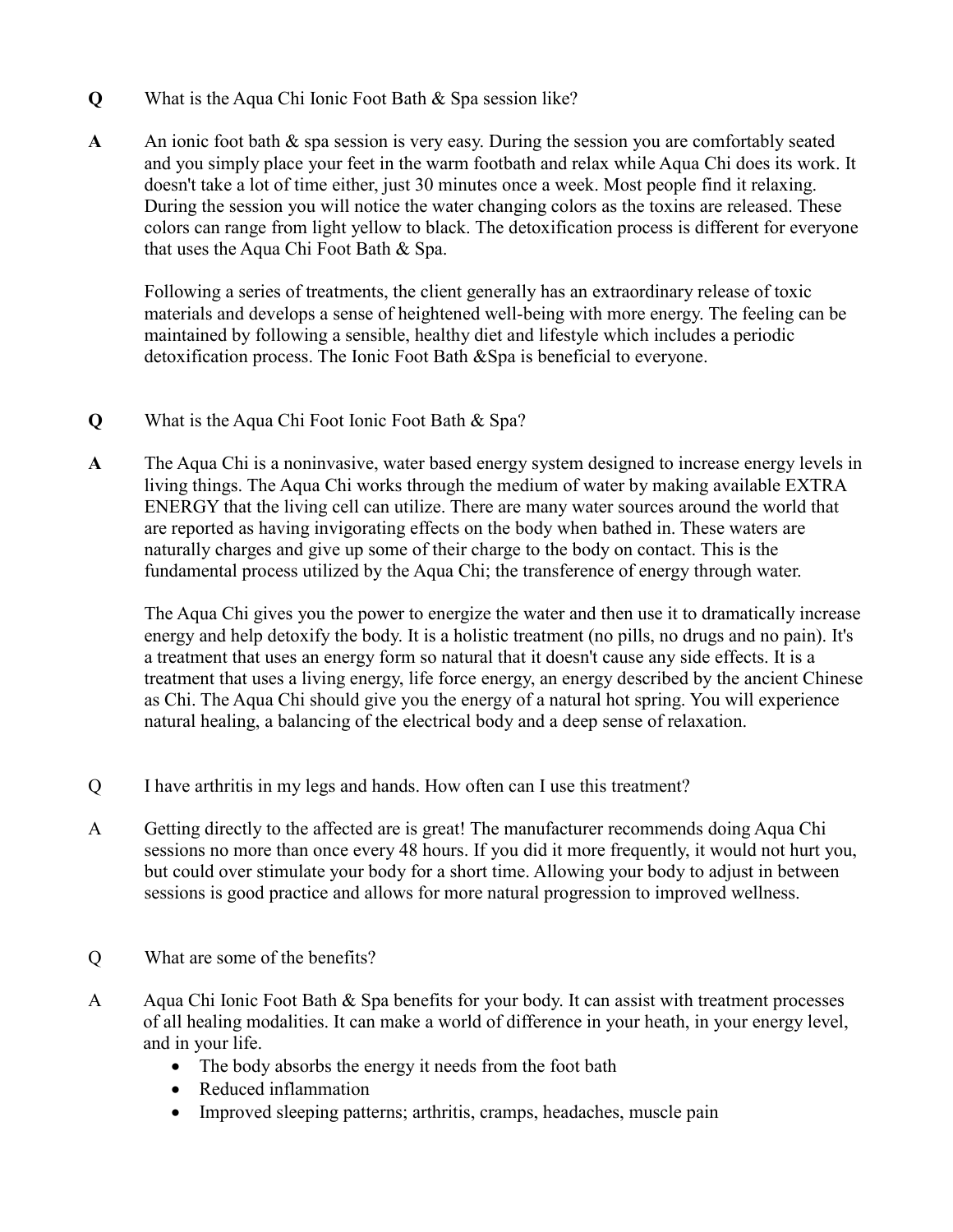**Q** What is the Aqua Chi Ionic Foot Bath & Spa session like?

**A** An ionic foot bath & spa session is very easy. During the session you are comfortably seated and you simply place your feet in the warm footbath and relax while Aqua Chi does its work. It doesn't take a lot of time either, just 30 minutes once a week. Most people find it relaxing. During the session you will notice the water changing colors as the toxins are released. These colors can range from light yellow to black. The detoxification process is different for everyone that uses the Aqua Chi Foot Bath & Spa.

Following a series of treatments, the client generally has an extraordinary release of toxic materials and develops a sense of heightened well-being with more energy. The feeling can be maintained by following a sensible, healthy diet and lifestyle which includes a periodic detoxification process. The Ionic Foot Bath &Spa is beneficial to everyone.

**Q** What is the Aqua Chi Foot Ionic Foot Bath & Spa?

**A** The Aqua Chi is a noninvasive, water based energy system designed to increase energy levels in living things. The Aqua Chi works through the medium of water by making available EXTRA ENERGY that the living cell can utilize. There are many water sources around the world that are reported as having invigorating effects on the body when bathed in. These waters are naturally charges and give up some of their charge to the body on contact. This is the fundamental process utilized by the Aqua Chi; the transference of energy through water.

The Aqua Chi gives you the power to energize the water and then use it to dramatically increase energy and help detoxify the body. It is a holistic treatment (no pills, no drugs and no pain). It's a treatment that uses an energy form so natural that it doesn't cause any side effects. It is a treatment that uses a living energy, life force energy, an energy described by the ancient Chinese as Chi. The Aqua Chi should give you the energy of a natural hot spring. You will experience natural healing, a balancing of the electrical body and a deep sense of relaxation.

Q I have arthritis in my legs and hands. How often can I use this treatment?

A Getting directly to the affected are is great! The manufacturer recommends doing Aqua Chi sessions no more than once every 48 hours. If you did it more frequently, it would not hurt you, but could over stimulate your body for a short time. Allowing your body to adjust in between sessions is good practice and allows for more natural progression to improved wellness.

Q What are some of the benefits?

A Aqua Chi Ionic Foot Bath & Spa benefits for your body. It can assist with treatment processes of all healing modalities. It can make a world of difference in your heath, in your energy level, and in your life.

- The body absorbs the energy it needs from the foot bath
- Reduced inflammation
- Improved sleeping patterns; arthritis, cramps, headaches, muscle pain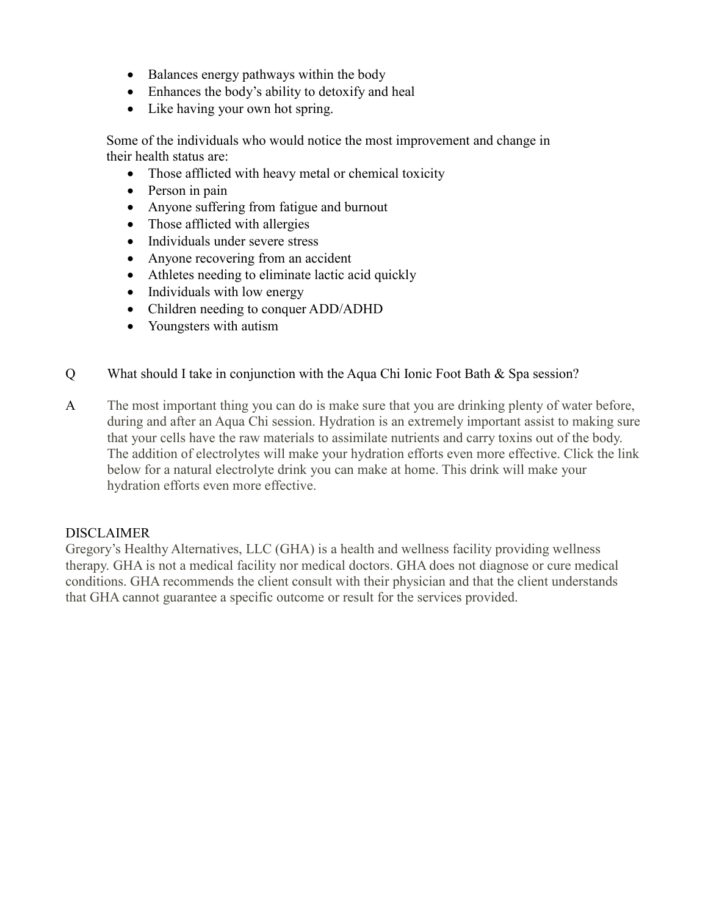- Balances energy pathways within the body
- Enhances the body's ability to detoxify and heal
- Like having your own hot spring.

Some of the individuals who would notice the most improvement and change in their health status are:

- Those afflicted with heavy metal or chemical toxicity
- Person in pain
- Anyone suffering from fatigue and burnout
- Those afflicted with allergies
- Individuals under severe stress
- Anyone recovering from an accident
- Athletes needing to eliminate lactic acid quickly
- Individuals with low energy
- Children needing to conquer ADD/ADHD
- Youngsters with autism

Q What should I take in conjunction with the Aqua Chi Ionic Foot Bath & Spa session?

A The most important thing you can do is make sure that you are drinking plenty of water before, during and after an Aqua Chi session. Hydration is an extremely important assist to making sure that your cells have the raw materials to assimilate nutrients and carry toxins out of the body. The addition of electrolytes will make your hydration efforts even more effective. Click the link below for a natural electrolyte drink you can make at home. This drink will make your hydration efforts even more effective.

DISCLAIMER

Gregory's Healthy Alternatives, LLC (GHA) is a health and wellness facility providing wellness therapy. GHA is not a medical facility nor medical doctors. GHA does not diagnose or cure medical conditions. GHA recommends the client consult with their physician and that the client understands that GHA cannot guarantee a specific outcome or result for the services provided.